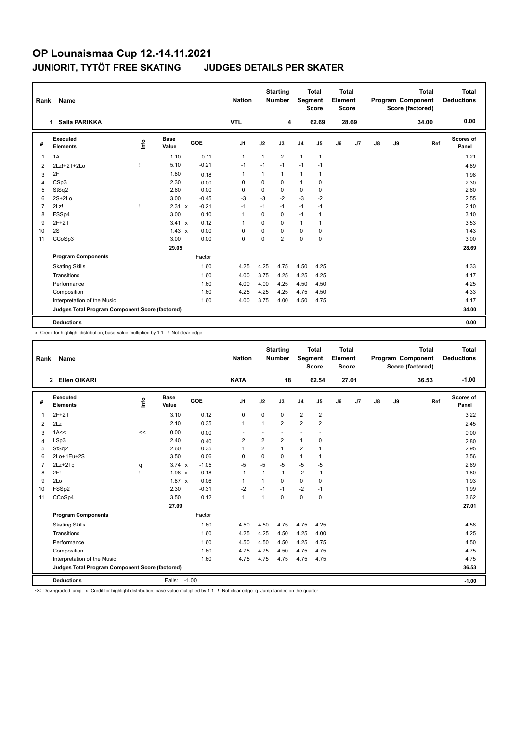# OP Lounaismaa Cup 12.-14.11.2021

## JUNIORIT, TYTÖT FREE SKATING JUDGES DETAILS PER SKATER

| Rank | Name | Nation | Starting Number | Total Segment Score | Total Element Score | Total Program Component Score (factored) | Total Deductions |
|---|---|---|---|---|---|---|---|
| 1 | Salla PARIKKA | VTL | 4 | 62.69 | 28.69 | 34.00 | 0.00 |

| # | Executed Elements | Info | Base Value | | GOE | J1 | J2 | J3 | J4 | J5 | J6 | J7 | J8 | J9 | Ref | Scores of Panel |
|---|---|---|---|---|---|---|---|---|---|---|---|---|---|---|---|---|
| 1 | 1A | | 1.10 | | 0.11 | 1 | 1 | 2 | 1 | 1 | | | | | | 1.21 |
| 2 | 2Lz!+2T+2Lo | ! | 5.10 | | -0.21 | -1 | -1 | -1 | -1 | -1 | | | | | | 4.89 |
| 3 | 2F | | 1.80 | | 0.18 | 1 | 1 | 1 | 1 | 1 | | | | | | 1.98 |
| 4 | CSp3 | | 2.30 | | 0.00 | 0 | 0 | 0 | 1 | 0 | | | | | | 2.30 |
| 5 | StSq2 | | 2.60 | | 0.00 | 0 | 0 | 0 | 0 | 0 | | | | | | 2.60 |
| 6 | 2S+2Lo | | 3.00 | | -0.45 | -3 | -3 | -2 | -3 | -2 | | | | | | 2.55 |
| 7 | 2Lz! | ! | 2.31 | x | -0.21 | -1 | -1 | -1 | -1 | -1 | | | | | | 2.10 |
| 8 | FSSp4 | | 3.00 | | 0.10 | 1 | 0 | 0 | -1 | 1 | | | | | | 3.10 |
| 9 | 2F+2T | | 3.41 | x | 0.12 | 1 | 0 | 0 | 1 | 1 | | | | | | 3.53 |
| 10 | 2S | | 1.43 | x | 0.00 | 0 | 0 | 0 | 0 | 0 | | | | | | 1.43 |
| 11 | CCoSp3 | | 3.00 | | 0.00 | 0 | 0 | 2 | 0 | 0 | | | | | | 3.00 |
| | | | 29.05 | | | | | | | | | | | | | 28.69 |
| | **Program Components** | | | | Factor | | | | | | | | | | | |
| | Skating Skills | | | | 1.60 | 4.25 | 4.25 | 4.75 | 4.50 | 4.25 | | | | | | 4.33 |
| | Transitions | | | | 1.60 | 4.00 | 3.75 | 4.25 | 4.25 | 4.25 | | | | | | 4.17 |
| | Performance | | | | 1.60 | 4.00 | 4.00 | 4.25 | 4.50 | 4.50 | | | | | | 4.25 |
| | Composition | | | | 1.60 | 4.25 | 4.25 | 4.25 | 4.75 | 4.50 | | | | | | 4.33 |
| | Interpretation of the Music | | | | 1.60 | 4.00 | 3.75 | 4.00 | 4.50 | 4.75 | | | | | | 4.17 |
| | **Judges Total Program Component Score (factored)** | | | | | | | | | | | | | | | 34.00 |
| | **Deductions** | | | | | | | | | | | | | | | 0.00 |

x Credit for highlight distribution, base value multiplied by 1.1 ! Not clear edge

| Rank | Name | Nation | Starting Number | Total Segment Score | Total Element Score | Total Program Component Score (factored) | Total Deductions |
|---|---|---|---|---|---|---|---|
| 2 | Ellen OIKARI | KATA | 18 | 62.54 | 27.01 | 36.53 | -1.00 |

| # | Executed Elements | Info | Base Value | | GOE | J1 | J2 | J3 | J4 | J5 | J6 | J7 | J8 | J9 | Ref | Scores of Panel |
|---|---|---|---|---|---|---|---|---|---|---|---|---|---|---|---|---|
| 1 | 2F+2T | | 3.10 | | 0.12 | 0 | 0 | 0 | 2 | 2 | | | | | | 3.22 |
| 2 | 2Lz | | 2.10 | | 0.35 | 1 | 1 | 2 | 2 | 2 | | | | | | 2.45 |
| 3 | 1A<< | << | 0.00 | | 0.00 | - | - | - | - | - | | | | | | 0.00 |
| 4 | LSp3 | | 2.40 | | 0.40 | 2 | 2 | 2 | 1 | 0 | | | | | | 2.80 |
| 5 | StSq2 | | 2.60 | | 0.35 | 1 | 2 | 1 | 2 | 1 | | | | | | 2.95 |
| 6 | 2Lo+1Eu+2S | | 3.50 | | 0.06 | 0 | 0 | 0 | 1 | 1 | | | | | | 3.56 |
| 7 | 2Lz+2Tq | q | 3.74 | x | -1.05 | -5 | -5 | -5 | -5 | -5 | | | | | | 2.69 |
| 8 | 2F! | ! | 1.98 | x | -0.18 | -1 | -1 | -1 | -2 | -1 | | | | | | 1.80 |
| 9 | 2Lo | | 1.87 | x | 0.06 | 1 | 1 | 0 | 0 | 0 | | | | | | 1.93 |
| 10 | FSSp2 | | 2.30 | | -0.31 | -2 | -1 | -1 | -2 | -1 | | | | | | 1.99 |
| 11 | CCoSp4 | | 3.50 | | 0.12 | 1 | 1 | 0 | 0 | 0 | | | | | | 3.62 |
| | | | 27.09 | | | | | | | | | | | | | 27.01 |
| | **Program Components** | | | | Factor | | | | | | | | | | | |
| | Skating Skills | | | | 1.60 | 4.50 | 4.50 | 4.75 | 4.75 | 4.25 | | | | | | 4.58 |
| | Transitions | | | | 1.60 | 4.25 | 4.25 | 4.50 | 4.25 | 4.00 | | | | | | 4.25 |
| | Performance | | | | 1.60 | 4.50 | 4.50 | 4.50 | 4.25 | 4.75 | | | | | | 4.50 |
| | Composition | | | | 1.60 | 4.75 | 4.75 | 4.50 | 4.75 | 4.75 | | | | | | 4.75 |
| | Interpretation of the Music | | | | 1.60 | 4.75 | 4.75 | 4.75 | 4.75 | 4.75 | | | | | | 4.75 |
| | **Judges Total Program Component Score (factored)** | | | | | | | | | | | | | | | 36.53 |
| | **Deductions** | | Falls: -1.00 | | | | | | | | | | | | | -1.00 |

<< Downgraded jump x Credit for highlight distribution, base value multiplied by 1.1 ! Not clear edge q Jump landed on the quarter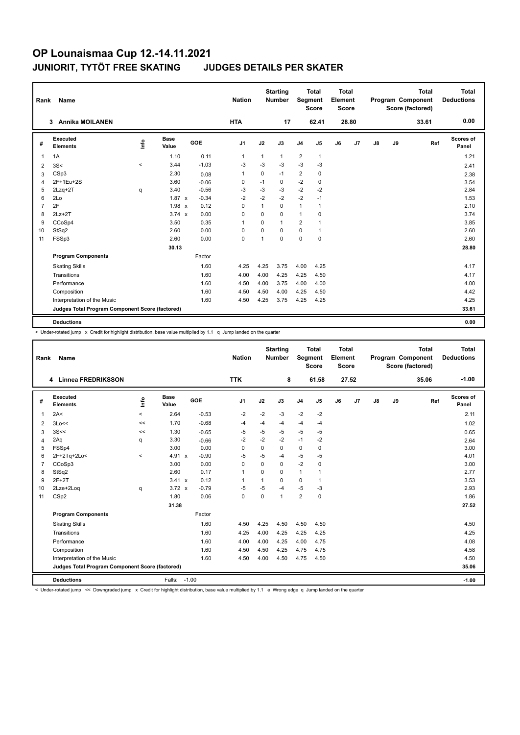# OP Lounaismaa Cup 12.-14.11.2021

## JUNIORIT, TYTÖT FREE SKATING JUDGES DETAILS PER SKATER

| Rank | Name | Nation | Starting Number | Total Segment Score | Total Element Score | Total Program Component Score (factored) | Total Deductions |
|---|---|---|---|---|---|---|---|
| 3 | Annika MOILANEN | HTA | 17 | 62.41 | 28.80 | 33.61 | 0.00 |

| # | Executed Elements | Info | Base Value | | GOE | J1 | J2 | J3 | J4 | J5 | J6 | J7 | J8 | J9 | Ref | Scores of Panel |
|---|---|---|---|---|---|---|---|---|---|---|---|---|---|---|---|---|
| 1 | 1A | | 1.10 | | 0.11 | 1 | 1 | 1 | 2 | 1 | | | | | | 1.21 |
| 2 | 3S< | < | 3.44 | | -1.03 | -3 | -3 | -3 | -3 | -3 | | | | | | 2.41 |
| 3 | CSp3 | | 2.30 | | 0.08 | 1 | 0 | -1 | 2 | 0 | | | | | | 2.38 |
| 4 | 2F+1Eu+2S | | 3.60 | | -0.06 | 0 | -1 | 0 | -2 | 0 | | | | | | 3.54 |
| 5 | 2Lzq+2T | q | 3.40 | | -0.56 | -3 | -3 | -3 | -2 | -2 | | | | | | 2.84 |
| 6 | 2Lo | | 1.87 | x | -0.34 | -2 | -2 | -2 | -2 | -1 | | | | | | 1.53 |
| 7 | 2F | | 1.98 | x | 0.12 | 0 | 1 | 0 | 1 | 1 | | | | | | 2.10 |
| 8 | 2Lz+2T | | 3.74 | x | 0.00 | 0 | 0 | 0 | 1 | 0 | | | | | | 3.74 |
| 9 | CCoSp4 | | 3.50 | | 0.35 | 1 | 0 | 1 | 2 | 1 | | | | | | 3.85 |
| 10 | StSq2 | | 2.60 | | 0.00 | 0 | 0 | 0 | 0 | 1 | | | | | | 2.60 |
| 11 | FSSp3 | | 2.60 | | 0.00 | 0 | 1 | 0 | 0 | 0 | | | | | | 2.60 |
| | | | 30.13 | | | | | | | | | | | | | 28.80 |
| | **Program Components** | | | | Factor | | | | | | | | | | | |
| | Skating Skills | | | | 1.60 | 4.25 | 4.25 | 3.75 | 4.00 | 4.25 | | | | | | 4.17 |
| | Transitions | | | | 1.60 | 4.00 | 4.00 | 4.25 | 4.25 | 4.50 | | | | | | 4.17 |
| | Performance | | | | 1.60 | 4.50 | 4.00 | 3.75 | 4.00 | 4.00 | | | | | | 4.00 |
| | Composition | | | | 1.60 | 4.50 | 4.50 | 4.00 | 4.25 | 4.50 | | | | | | 4.42 |
| | Interpretation of the Music | | | | 1.60 | 4.50 | 4.25 | 3.75 | 4.25 | 4.25 | | | | | | 4.25 |
| | **Judges Total Program Component Score (factored)** | | | | | | | | | | | | | | | 33.61 |
| | **Deductions** | | | | | | | | | | | | | | | 0.00 |

< Under-rotated jump x Credit for highlight distribution, base value multiplied by 1.1 q Jump landed on the quarter

| Rank | Name | Nation | Starting Number | Total Segment Score | Total Element Score | Total Program Component Score (factored) | Total Deductions |
|---|---|---|---|---|---|---|---|
| 4 | Linnea FREDRIKSSON | TTK | 8 | 61.58 | 27.52 | 35.06 | -1.00 |

| # | Executed Elements | Info | Base Value | | GOE | J1 | J2 | J3 | J4 | J5 | J6 | J7 | J8 | J9 | Ref | Scores of Panel |
|---|---|---|---|---|---|---|---|---|---|---|---|---|---|---|---|---|
| 1 | 2A< | < | 2.64 | | -0.53 | -2 | -2 | -3 | -2 | -2 | | | | | | 2.11 |
| 2 | 3Lo<< | << | 1.70 | | -0.68 | -4 | -4 | -4 | -4 | -4 | | | | | | 1.02 |
| 3 | 3S<< | << | 1.30 | | -0.65 | -5 | -5 | -5 | -5 | -5 | | | | | | 0.65 |
| 4 | 2Aq | q | 3.30 | | -0.66 | -2 | -2 | -2 | -1 | -2 | | | | | | 2.64 |
| 5 | FSSp4 | | 3.00 | | 0.00 | 0 | 0 | 0 | 0 | 0 | | | | | | 3.00 |
| 6 | 2F+2Tq+2Lo< | < | 4.91 | x | -0.90 | -5 | -5 | -4 | -5 | -5 | | | | | | 4.01 |
| 7 | CCoSp3 | | 3.00 | | 0.00 | 0 | 0 | 0 | -2 | 0 | | | | | | 3.00 |
| 8 | StSq2 | | 2.60 | | 0.17 | 1 | 0 | 0 | 1 | 1 | | | | | | 2.77 |
| 9 | 2F+2T | | 3.41 | x | 0.12 | 1 | 1 | 0 | 0 | 1 | | | | | | 3.53 |
| 10 | 2Lze+2Loq | q | 3.72 | x | -0.79 | -5 | -5 | -4 | -5 | -3 | | | | | | 2.93 |
| 11 | CSp2 | | 1.80 | | 0.06 | 0 | 0 | 1 | 2 | 0 | | | | | | 1.86 |
| | | | 31.38 | | | | | | | | | | | | | 27.52 |
| | **Program Components** | | | | Factor | | | | | | | | | | | |
| | Skating Skills | | | | 1.60 | 4.50 | 4.25 | 4.50 | 4.50 | 4.50 | | | | | | 4.50 |
| | Transitions | | | | 1.60 | 4.25 | 4.00 | 4.25 | 4.25 | 4.25 | | | | | | 4.25 |
| | Performance | | | | 1.60 | 4.00 | 4.00 | 4.25 | 4.00 | 4.75 | | | | | | 4.08 |
| | Composition | | | | 1.60 | 4.50 | 4.50 | 4.25 | 4.75 | 4.75 | | | | | | 4.58 |
| | Interpretation of the Music | | | | 1.60 | 4.50 | 4.00 | 4.50 | 4.75 | 4.50 | | | | | | 4.50 |
| | **Judges Total Program Component Score (factored)** | | | | | | | | | | | | | | | 35.06 |
| | **Deductions** | Falls: -1.00 | | | | | | | | | | | | | | -1.00 |

< Under-rotated jump << Downgraded jump x Credit for highlight distribution, base value multiplied by 1.1 e Wrong edge q Jump landed on the quarter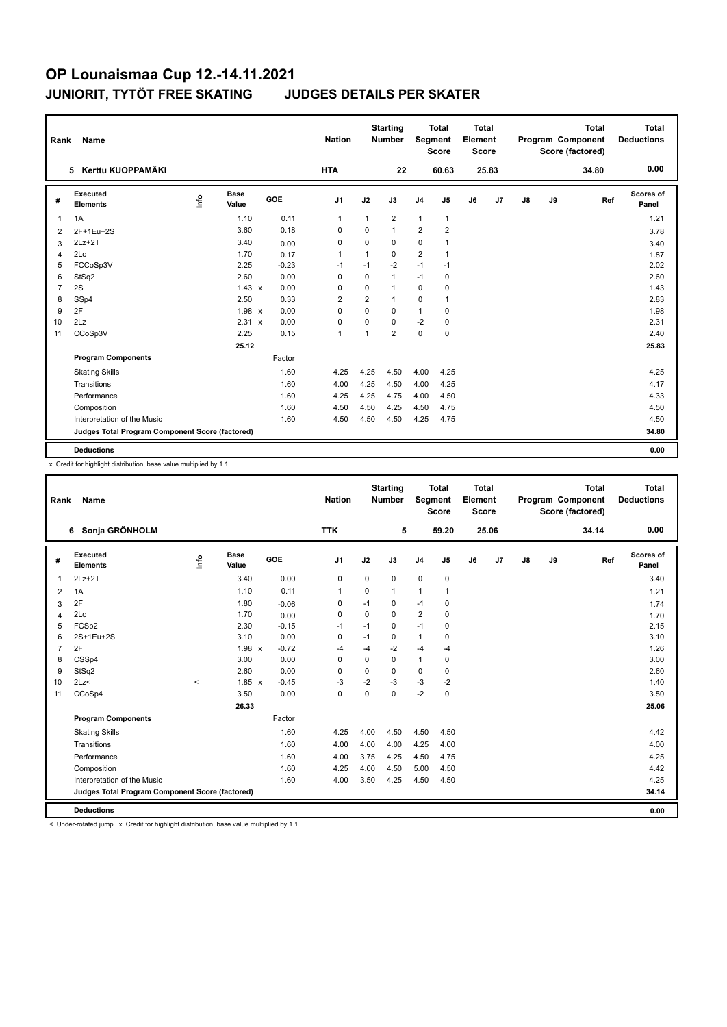# OP Lounaismaa Cup 12.-14.11.2021

## JUNIORIT, TYTÖT FREE SKATING　　JUDGES DETAILS PER SKATER

| Rank | Name | Nation | Starting Number | Total Segment Score | Total Element Score | Total Program Component Score (factored) | Total Deductions |
|---|---|---|---|---|---|---|---|
| 5 | Kerttu KUOPPAMÄKI | HTA | 22 | 60.63 | 25.83 | 34.80 | 0.00 |

| # | Executed Elements | Info | Base Value | GOE | J1 | J2 | J3 | J4 | J5 | J6 | J7 | J8 | J9 | Ref | Scores of Panel |
|---|---|---|---|---|---|---|---|---|---|---|---|---|---|---|---|
| 1 | 1A | | 1.10 | 0.11 | 1 | 1 | 2 | 1 | 1 | | | | | | 1.21 |
| 2 | 2F+1Eu+2S | | 3.60 | 0.18 | 0 | 0 | 1 | 2 | 2 | | | | | | 3.78 |
| 3 | 2Lz+2T | | 3.40 | 0.00 | 0 | 0 | 0 | 0 | 1 | | | | | | 3.40 |
| 4 | 2Lo | | 1.70 | 0.17 | 1 | 1 | 0 | 2 | 1 | | | | | | 1.87 |
| 5 | FCCoSp3V | | 2.25 | -0.23 | -1 | -1 | -2 | -1 | -1 | | | | | | 2.02 |
| 6 | StSq2 | | 2.60 | 0.00 | 0 | 0 | 1 | -1 | 0 | | | | | | 2.60 |
| 7 | 2S | | 1.43 x | 0.00 | 0 | 0 | 1 | 0 | 0 | | | | | | 1.43 |
| 8 | SSp4 | | 2.50 | 0.33 | 2 | 2 | 1 | 0 | 1 | | | | | | 2.83 |
| 9 | 2F | | 1.98 x | 0.00 | 0 | 0 | 0 | 1 | 0 | | | | | | 1.98 |
| 10 | 2Lz | | 2.31 x | 0.00 | 0 | 0 | 0 | -2 | 0 | | | | | | 2.31 |
| 11 | CCoSp3V | | 2.25 | 0.15 | 1 | 1 | 2 | 0 | 0 | | | | | | 2.40 |
| | | | 25.12 | | | | | | | | | | | | 25.83 |
| | **Program Components** | | | Factor | | | | | | | | | | | |
| | Skating Skills | | | 1.60 | 4.25 | 4.25 | 4.50 | 4.00 | 4.25 | | | | | | 4.25 |
| | Transitions | | | 1.60 | 4.00 | 4.25 | 4.50 | 4.00 | 4.25 | | | | | | 4.17 |
| | Performance | | | 1.60 | 4.25 | 4.25 | 4.75 | 4.00 | 4.50 | | | | | | 4.33 |
| | Composition | | | 1.60 | 4.50 | 4.50 | 4.25 | 4.50 | 4.75 | | | | | | 4.50 |
| | Interpretation of the Music | | | 1.60 | 4.50 | 4.50 | 4.50 | 4.25 | 4.75 | | | | | | 4.50 |
| | **Judges Total Program Component Score (factored)** | | | | | | | | | | | | | | **34.80** |
| | **Deductions** | | | | | | | | | | | | | | **0.00** |

x Credit for highlight distribution, base value multiplied by 1.1

| Rank | Name | Nation | Starting Number | Total Segment Score | Total Element Score | Total Program Component Score (factored) | Total Deductions |
|---|---|---|---|---|---|---|---|
| 6 | Sonja GRÖNHOLM | TTK | 5 | 59.20 | 25.06 | 34.14 | 0.00 |

| # | Executed Elements | Info | Base Value | GOE | J1 | J2 | J3 | J4 | J5 | J6 | J7 | J8 | J9 | Ref | Scores of Panel |
|---|---|---|---|---|---|---|---|---|---|---|---|---|---|---|---|
| 1 | 2Lz+2T | | 3.40 | 0.00 | 0 | 0 | 0 | 0 | 0 | | | | | | 3.40 |
| 2 | 1A | | 1.10 | 0.11 | 1 | 0 | 1 | 1 | 1 | | | | | | 1.21 |
| 3 | 2F | | 1.80 | -0.06 | 0 | -1 | 0 | -1 | 0 | | | | | | 1.74 |
| 4 | 2Lo | | 1.70 | 0.00 | 0 | 0 | 0 | 2 | 0 | | | | | | 1.70 |
| 5 | FCSp2 | | 2.30 | -0.15 | -1 | -1 | 0 | -1 | 0 | | | | | | 2.15 |
| 6 | 2S+1Eu+2S | | 3.10 | 0.00 | 0 | -1 | 0 | 1 | 0 | | | | | | 3.10 |
| 7 | 2F | | 1.98 x | -0.72 | -4 | -4 | -2 | -4 | -4 | | | | | | 1.26 |
| 8 | CSSp4 | | 3.00 | 0.00 | 0 | 0 | 0 | 1 | 0 | | | | | | 3.00 |
| 9 | StSq2 | | 2.60 | 0.00 | 0 | 0 | 0 | 0 | 0 | | | | | | 2.60 |
| 10 | 2Lz< | < | 1.85 x | -0.45 | -3 | -2 | -3 | -3 | -2 | | | | | | 1.40 |
| 11 | CCoSp4 | | 3.50 | 0.00 | 0 | 0 | 0 | -2 | 0 | | | | | | 3.50 |
| | | | 26.33 | | | | | | | | | | | | 25.06 |
| | **Program Components** | | | Factor | | | | | | | | | | | |
| | Skating Skills | | | 1.60 | 4.25 | 4.00 | 4.50 | 4.50 | 4.50 | | | | | | 4.42 |
| | Transitions | | | 1.60 | 4.00 | 4.00 | 4.00 | 4.25 | 4.00 | | | | | | 4.00 |
| | Performance | | | 1.60 | 4.00 | 3.75 | 4.25 | 4.50 | 4.75 | | | | | | 4.25 |
| | Composition | | | 1.60 | 4.25 | 4.00 | 4.50 | 5.00 | 4.50 | | | | | | 4.42 |
| | Interpretation of the Music | | | 1.60 | 4.00 | 3.50 | 4.25 | 4.50 | 4.50 | | | | | | 4.25 |
| | **Judges Total Program Component Score (factored)** | | | | | | | | | | | | | | **34.14** |
| | **Deductions** | | | | | | | | | | | | | | **0.00** |

< Under-rotated jump　x Credit for highlight distribution, base value multiplied by 1.1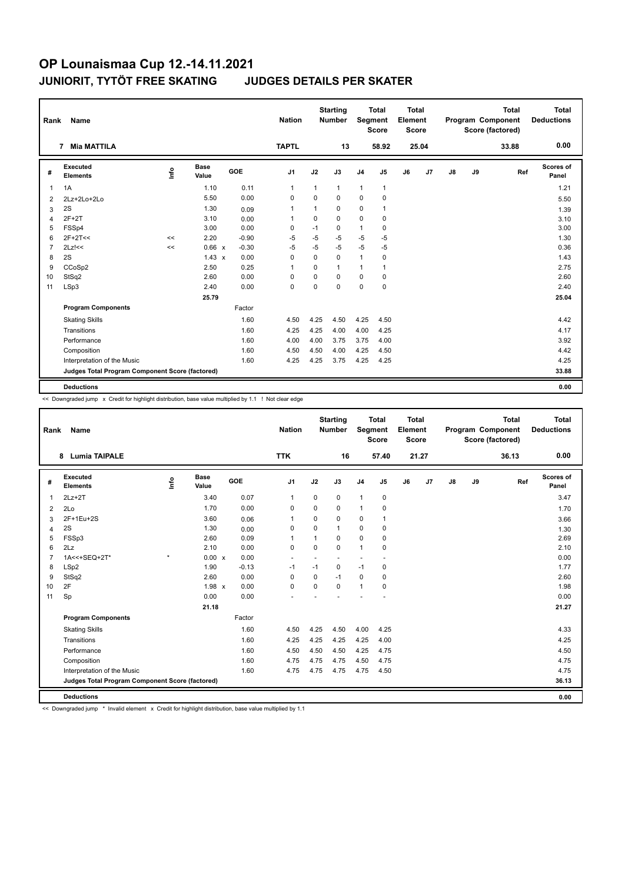# OP Lounaismaa Cup 12.-14.11.2021

## JUNIORIT, TYTÖT FREE SKATING JUDGES DETAILS PER SKATER

| Rank | Name | Nation | Starting Number | Total Segment Score | Total Element Score | Total Program Component Score (factored) | Total Deductions |
|---|---|---|---|---|---|---|---|
| 7 | Mia MATTILA | TAPTL | 13 | 58.92 | 25.04 | 33.88 | 0.00 |

| # | Executed Elements | Info | Base Value | | GOE | J1 | J2 | J3 | J4 | J5 | J6 | J7 | J8 | J9 | Ref | Scores of Panel |
|---|---|---|---|---|---|---|---|---|---|---|---|---|---|---|---|---|
| 1 | 1A | | 1.10 | | 0.11 | 1 | 1 | 1 | 1 | 1 | | | | | | 1.21 |
| 2 | 2Lz+2Lo+2Lo | | 5.50 | | 0.00 | 0 | 0 | 0 | 0 | 0 | | | | | | 5.50 |
| 3 | 2S | | 1.30 | | 0.09 | 1 | 1 | 0 | 0 | 1 | | | | | | 1.39 |
| 4 | 2F+2T | | 3.10 | | 0.00 | 1 | 0 | 0 | 0 | 0 | | | | | | 3.10 |
| 5 | FSSp4 | | 3.00 | | 0.00 | 0 | -1 | 0 | 1 | 0 | | | | | | 3.00 |
| 6 | 2F+2T<< | << | 2.20 | | -0.90 | -5 | -5 | -5 | -5 | -5 | | | | | | 1.30 |
| 7 | 2Lz!<< | << | 0.66 | x | -0.30 | -5 | -5 | -5 | -5 | -5 | | | | | | 0.36 |
| 8 | 2S | | 1.43 | x | 0.00 | 0 | 0 | 0 | 1 | 0 | | | | | | 1.43 |
| 9 | CCoSp2 | | 2.50 | | 0.25 | 1 | 0 | 1 | 1 | 1 | | | | | | 2.75 |
| 10 | StSq2 | | 2.60 | | 0.00 | 0 | 0 | 0 | 0 | 0 | | | | | | 2.60 |
| 11 | LSp3 | | 2.40 | | 0.00 | 0 | 0 | 0 | 0 | 0 | | | | | | 2.40 |
| | | | 25.79 | | | | | | | | | | | | | 25.04 |
| | **Program Components** | | | | Factor | | | | | | | | | | | |
| | Skating Skills | | | | 1.60 | 4.50 | 4.25 | 4.50 | 4.25 | 4.50 | | | | | | 4.42 |
| | Transitions | | | | 1.60 | 4.25 | 4.25 | 4.00 | 4.00 | 4.25 | | | | | | 4.17 |
| | Performance | | | | 1.60 | 4.00 | 4.00 | 3.75 | 3.75 | 4.00 | | | | | | 3.92 |
| | Composition | | | | 1.60 | 4.50 | 4.50 | 4.00 | 4.25 | 4.50 | | | | | | 4.42 |
| | Interpretation of the Music | | | | 1.60 | 4.25 | 4.25 | 3.75 | 4.25 | 4.25 | | | | | | 4.25 |
| | **Judges Total Program Component Score (factored)** | | | | | | | | | | | | | | | 33.88 |
| | **Deductions** | | | | | | | | | | | | | | | 0.00 |

<< Downgraded jump x Credit for highlight distribution, base value multiplied by 1.1 ! Not clear edge

| Rank | Name | Nation | Starting Number | Total Segment Score | Total Element Score | Total Program Component Score (factored) | Total Deductions |
|---|---|---|---|---|---|---|---|
| 8 | Lumia TAIPALE | TTK | 16 | 57.40 | 21.27 | 36.13 | 0.00 |

| # | Executed Elements | Info | Base Value | | GOE | J1 | J2 | J3 | J4 | J5 | J6 | J7 | J8 | J9 | Ref | Scores of Panel |
|---|---|---|---|---|---|---|---|---|---|---|---|---|---|---|---|---|
| 1 | 2Lz+2T | | 3.40 | | 0.07 | 1 | 0 | 0 | 1 | 0 | | | | | | 3.47 |
| 2 | 2Lo | | 1.70 | | 0.00 | 0 | 0 | 0 | 1 | 0 | | | | | | 1.70 |
| 3 | 2F+1Eu+2S | | 3.60 | | 0.06 | 1 | 0 | 0 | 0 | 1 | | | | | | 3.66 |
| 4 | 2S | | 1.30 | | 0.00 | 0 | 0 | 1 | 0 | 0 | | | | | | 1.30 |
| 5 | FSSp3 | | 2.60 | | 0.09 | 1 | 1 | 0 | 0 | 0 | | | | | | 2.69 |
| 6 | 2Lz | | 2.10 | | 0.00 | 0 | 0 | 0 | 1 | 0 | | | | | | 2.10 |
| 7 | 1A<<+SEQ+2T* | * | 0.00 | x | 0.00 | - | - | - | - | - | | | | | | 0.00 |
| 8 | LSp2 | | 1.90 | | -0.13 | -1 | -1 | 0 | -1 | 0 | | | | | | 1.77 |
| 9 | StSq2 | | 2.60 | | 0.00 | 0 | 0 | -1 | 0 | 0 | | | | | | 2.60 |
| 10 | 2F | | 1.98 | x | 0.00 | 0 | 0 | 0 | 1 | 0 | | | | | | 1.98 |
| 11 | Sp | | 0.00 | | 0.00 | - | - | - | - | - | | | | | | 0.00 |
| | | | 21.18 | | | | | | | | | | | | | 21.27 |
| | **Program Components** | | | | Factor | | | | | | | | | | | |
| | Skating Skills | | | | 1.60 | 4.50 | 4.25 | 4.50 | 4.00 | 4.25 | | | | | | 4.33 |
| | Transitions | | | | 1.60 | 4.25 | 4.25 | 4.25 | 4.25 | 4.00 | | | | | | 4.25 |
| | Performance | | | | 1.60 | 4.50 | 4.50 | 4.50 | 4.25 | 4.75 | | | | | | 4.50 |
| | Composition | | | | 1.60 | 4.75 | 4.75 | 4.75 | 4.50 | 4.75 | | | | | | 4.75 |
| | Interpretation of the Music | | | | 1.60 | 4.75 | 4.75 | 4.75 | 4.75 | 4.50 | | | | | | 4.75 |
| | **Judges Total Program Component Score (factored)** | | | | | | | | | | | | | | | 36.13 |
| | **Deductions** | | | | | | | | | | | | | | | 0.00 |

<< Downgraded jump * Invalid element x Credit for highlight distribution, base value multiplied by 1.1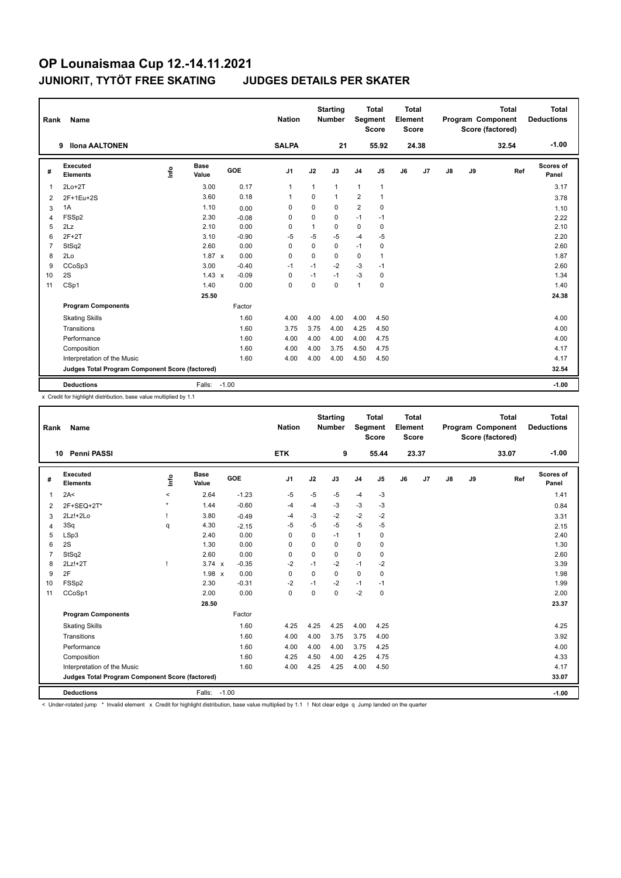# OP Lounaismaa Cup 12.-14.11.2021

## JUNIORIT, TYTÖT FREE SKATING JUDGES DETAILS PER SKATER

| Rank | Name | Nation | Starting Number | Total Segment Score | Total Element Score | Total Program Component Score (factored) | Total Deductions |
|---|---|---|---|---|---|---|---|
| 9 | Ilona AALTONEN | SALPA | 21 | 55.92 | 24.38 | 32.54 | -1.00 |

| # | Executed Elements | Info | Base Value | | GOE | J1 | J2 | J3 | J4 | J5 | J6 | J7 | J8 | J9 | Ref | Scores of Panel |
|---|---|---|---|---|---|---|---|---|---|---|---|---|---|---|---|---|
| 1 | 2Lo+2T | | 3.00 | | 0.17 | 1 | 1 | 1 | 1 | 1 | | | | | | 3.17 |
| 2 | 2F+1Eu+2S | | 3.60 | | 0.18 | 1 | 0 | 1 | 2 | 1 | | | | | | 3.78 |
| 3 | 1A | | 1.10 | | 0.00 | 0 | 0 | 0 | 2 | 0 | | | | | | 1.10 |
| 4 | FSSp2 | | 2.30 | | -0.08 | 0 | 0 | 0 | -1 | -1 | | | | | | 2.22 |
| 5 | 2Lz | | 2.10 | | 0.00 | 0 | 1 | 0 | 0 | 0 | | | | | | 2.10 |
| 6 | 2F+2T | | 3.10 | | -0.90 | -5 | -5 | -5 | -4 | -5 | | | | | | 2.20 |
| 7 | StSq2 | | 2.60 | | 0.00 | 0 | 0 | 0 | -1 | 0 | | | | | | 2.60 |
| 8 | 2Lo | | 1.87 | x | 0.00 | 0 | 0 | 0 | 0 | 1 | | | | | | 1.87 |
| 9 | CCoSp3 | | 3.00 | | -0.40 | -1 | -1 | -2 | -3 | -1 | | | | | | 2.60 |
| 10 | 2S | | 1.43 | x | -0.09 | 0 | -1 | -1 | -3 | 0 | | | | | | 1.34 |
| 11 | CSp1 | | 1.40 | | 0.00 | 0 | 0 | 0 | 1 | 0 | | | | | | 1.40 |
| | | | 25.50 | | | | | | | | | | | | | 24.38 |
| | **Program Components** | | | | Factor | | | | | | | | | | | |
| | Skating Skills | | | | 1.60 | 4.00 | 4.00 | 4.00 | 4.00 | 4.50 | | | | | | 4.00 |
| | Transitions | | | | 1.60 | 3.75 | 3.75 | 4.00 | 4.25 | 4.50 | | | | | | 4.00 |
| | Performance | | | | 1.60 | 4.00 | 4.00 | 4.00 | 4.00 | 4.75 | | | | | | 4.00 |
| | Composition | | | | 1.60 | 4.00 | 4.00 | 3.75 | 4.50 | 4.75 | | | | | | 4.17 |
| | Interpretation of the Music | | | | 1.60 | 4.00 | 4.00 | 4.00 | 4.50 | 4.50 | | | | | | 4.17 |
| | **Judges Total Program Component Score (factored)** | | | | | | | | | | | | | | | 32.54 |
| | **Deductions** | | Falls: | | -1.00 | | | | | | | | | | | -1.00 |

x Credit for highlight distribution, base value multiplied by 1.1

| Rank | Name | Nation | Starting Number | Total Segment Score | Total Element Score | Total Program Component Score (factored) | Total Deductions |
|---|---|---|---|---|---|---|---|
| 10 | Penni PASSI | ETK | 9 | 55.44 | 23.37 | 33.07 | -1.00 |

| # | Executed Elements | Info | Base Value | | GOE | J1 | J2 | J3 | J4 | J5 | J6 | J7 | J8 | J9 | Ref | Scores of Panel |
|---|---|---|---|---|---|---|---|---|---|---|---|---|---|---|---|---|
| 1 | 2A< | < | 2.64 | | -1.23 | -5 | -5 | -5 | -4 | -3 | | | | | | 1.41 |
| 2 | 2F+SEQ+2T* | * | 1.44 | | -0.60 | -4 | -4 | -3 | -3 | -3 | | | | | | 0.84 |
| 3 | 2Lz!+2Lo | ! | 3.80 | | -0.49 | -4 | -3 | -2 | -2 | -2 | | | | | | 3.31 |
| 4 | 3Sq | q | 4.30 | | -2.15 | -5 | -5 | -5 | -5 | -5 | | | | | | 2.15 |
| 5 | LSp3 | | 2.40 | | 0.00 | 0 | 0 | -1 | 1 | 0 | | | | | | 2.40 |
| 6 | 2S | | 1.30 | | 0.00 | 0 | 0 | 0 | 0 | 0 | | | | | | 1.30 |
| 7 | StSq2 | | 2.60 | | 0.00 | 0 | 0 | 0 | 0 | 0 | | | | | | 2.60 |
| 8 | 2Lz!+2T | ! | 3.74 | x | -0.35 | -2 | -1 | -2 | -1 | -2 | | | | | | 3.39 |
| 9 | 2F | | 1.98 | x | 0.00 | 0 | 0 | 0 | 0 | 0 | | | | | | 1.98 |
| 10 | FSSp2 | | 2.30 | | -0.31 | -2 | -1 | -2 | -1 | -1 | | | | | | 1.99 |
| 11 | CCoSp1 | | 2.00 | | 0.00 | 0 | 0 | 0 | -2 | 0 | | | | | | 2.00 |
| | | | 28.50 | | | | | | | | | | | | | 23.37 |
| | **Program Components** | | | | Factor | | | | | | | | | | | |
| | Skating Skills | | | | 1.60 | 4.25 | 4.25 | 4.25 | 4.00 | 4.25 | | | | | | 4.25 |
| | Transitions | | | | 1.60 | 4.00 | 4.00 | 3.75 | 3.75 | 4.00 | | | | | | 3.92 |
| | Performance | | | | 1.60 | 4.00 | 4.00 | 4.00 | 3.75 | 4.25 | | | | | | 4.00 |
| | Composition | | | | 1.60 | 4.25 | 4.50 | 4.00 | 4.25 | 4.75 | | | | | | 4.33 |
| | Interpretation of the Music | | | | 1.60 | 4.00 | 4.25 | 4.25 | 4.00 | 4.50 | | | | | | 4.17 |
| | **Judges Total Program Component Score (factored)** | | | | | | | | | | | | | | | 33.07 |
| | **Deductions** | | Falls: | | -1.00 | | | | | | | | | | | -1.00 |

< Under-rotated jump * Invalid element x Credit for highlight distribution, base value multiplied by 1.1 ! Not clear edge q Jump landed on the quarter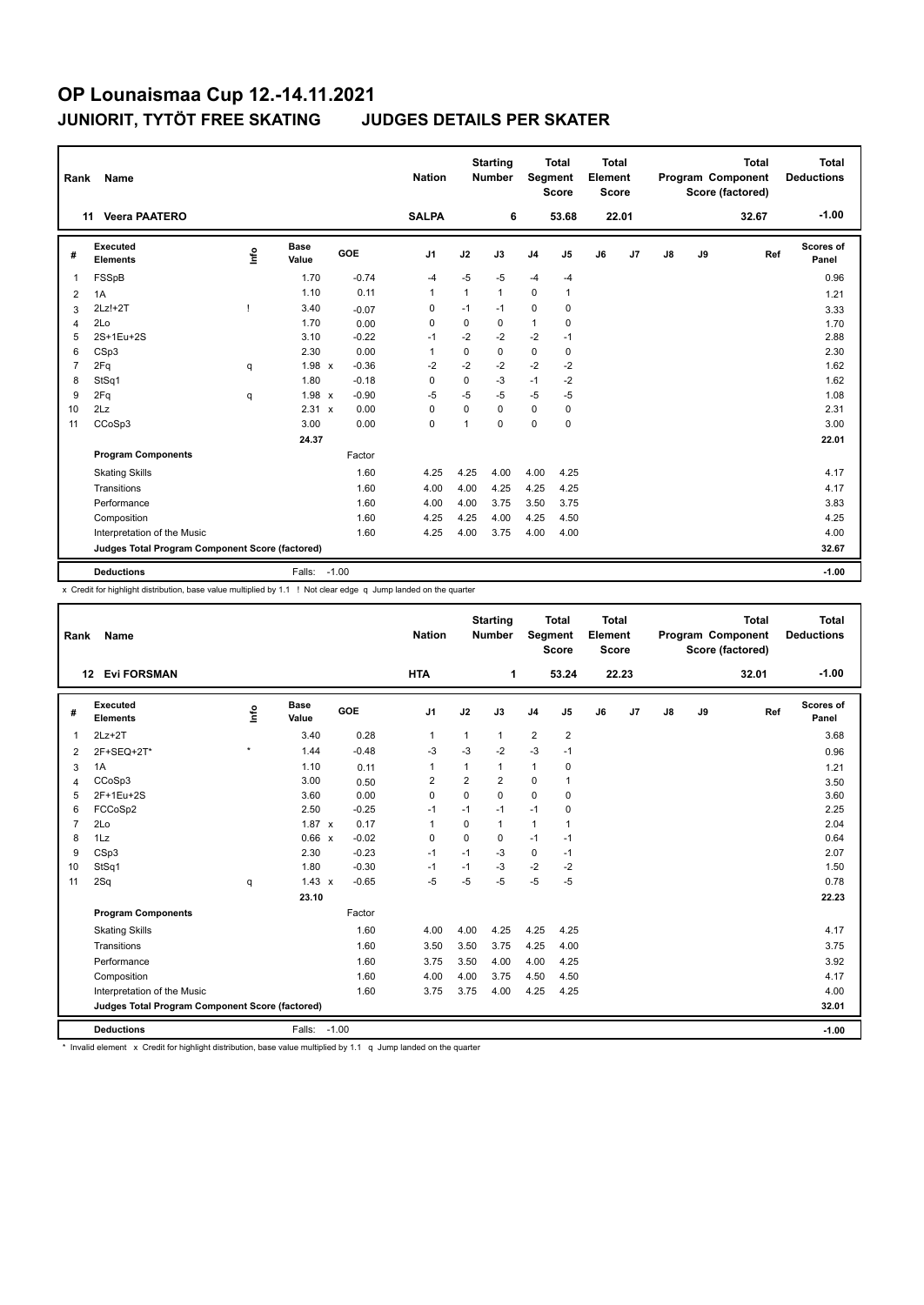# OP Lounaismaa Cup 12.-14.11.2021

## JUNIORIT, TYTÖT FREE SKATING JUDGES DETAILS PER SKATER

| Rank | Name | Nation | Starting Number | Total Segment Score | Total Element Score | Total Program Component Score (factored) | Total Deductions |
|---|---|---|---|---|---|---|---|
| 11 | Veera PAATERO | SALPA | 6 | 53.68 | 22.01 | 32.67 | -1.00 |

| # | Executed Elements | Info | Base Value | | GOE | J1 | J2 | J3 | J4 | J5 | J6 | J7 | J8 | J9 | Ref | Scores of Panel |
|---|---|---|---|---|---|---|---|---|---|---|---|---|---|---|---|---|
| 1 | FSSpB | | 1.70 | | -0.74 | -4 | -5 | -5 | -4 | -4 | | | | | | 0.96 |
| 2 | 1A | | 1.10 | | 0.11 | 1 | 1 | 1 | 0 | 1 | | | | | | 1.21 |
| 3 | 2Lz!+2T | ! | 3.40 | | -0.07 | 0 | -1 | -1 | 0 | 0 | | | | | | 3.33 |
| 4 | 2Lo | | 1.70 | | 0.00 | 0 | 0 | 0 | 1 | 0 | | | | | | 1.70 |
| 5 | 2S+1Eu+2S | | 3.10 | | -0.22 | -1 | -2 | -2 | -2 | -1 | | | | | | 2.88 |
| 6 | CSp3 | | 2.30 | | 0.00 | 1 | 0 | 0 | 0 | 0 | | | | | | 2.30 |
| 7 | 2Fq | q | 1.98 | x | -0.36 | -2 | -2 | -2 | -2 | -2 | | | | | | 1.62 |
| 8 | StSq1 | | 1.80 | | -0.18 | 0 | 0 | -3 | -1 | -2 | | | | | | 1.62 |
| 9 | 2Fq | q | 1.98 | x | -0.90 | -5 | -5 | -5 | -5 | -5 | | | | | | 1.08 |
| 10 | 2Lz | | 2.31 | x | 0.00 | 0 | 0 | 0 | 0 | 0 | | | | | | 2.31 |
| 11 | CCoSp3 | | 3.00 | | 0.00 | 0 | 1 | 0 | 0 | 0 | | | | | | 3.00 |
| | | | 24.37 | | | | | | | | | | | | | 22.01 |

| Program Components | Factor | J1 | J2 | J3 | J4 | J5 | J6 | J7 | J8 | J9 | Scores of Panel |
|---|---|---|---|---|---|---|---|---|---|---|---|
| Skating Skills | 1.60 | 4.25 | 4.25 | 4.00 | 4.00 | 4.25 | | | | | 4.17 |
| Transitions | 1.60 | 4.00 | 4.00 | 4.25 | 4.25 | 4.25 | | | | | 4.17 |
| Performance | 1.60 | 4.00 | 4.00 | 3.75 | 3.50 | 3.75 | | | | | 3.83 |
| Composition | 1.60 | 4.25 | 4.25 | 4.00 | 4.25 | 4.50 | | | | | 4.25 |
| Interpretation of the Music | 1.60 | 4.25 | 4.00 | 3.75 | 4.00 | 4.00 | | | | | 4.00 |
| Judges Total Program Component Score (factored) | | | | | | | | | | | 32.67 |

| Deductions | Falls: -1.00 | -1.00 |
|---|---|---|

x Credit for highlight distribution, base value multiplied by 1.1 ! Not clear edge q Jump landed on the quarter

| Rank | Name | Nation | Starting Number | Total Segment Score | Total Element Score | Total Program Component Score (factored) | Total Deductions |
|---|---|---|---|---|---|---|---|
| 12 | Evi FORSMAN | HTA | 1 | 53.24 | 22.23 | 32.01 | -1.00 |

| # | Executed Elements | Info | Base Value | | GOE | J1 | J2 | J3 | J4 | J5 | J6 | J7 | J8 | J9 | Ref | Scores of Panel |
|---|---|---|---|---|---|---|---|---|---|---|---|---|---|---|---|---|
| 1 | 2Lz+2T | | 3.40 | | 0.28 | 1 | 1 | 1 | 2 | 2 | | | | | | 3.68 |
| 2 | 2F+SEQ+2T* | * | 1.44 | | -0.48 | -3 | -3 | -2 | -3 | -1 | | | | | | 0.96 |
| 3 | 1A | | 1.10 | | 0.11 | 1 | 1 | 1 | 1 | 0 | | | | | | 1.21 |
| 4 | CCoSp3 | | 3.00 | | 0.50 | 2 | 2 | 2 | 0 | 1 | | | | | | 3.50 |
| 5 | 2F+1Eu+2S | | 3.60 | | 0.00 | 0 | 0 | 0 | 0 | 0 | | | | | | 3.60 |
| 6 | FCCoSp2 | | 2.50 | | -0.25 | -1 | -1 | -1 | -1 | 0 | | | | | | 2.25 |
| 7 | 2Lo | | 1.87 | x | 0.17 | 1 | 0 | 1 | 1 | 1 | | | | | | 2.04 |
| 8 | 1Lz | | 0.66 | x | -0.02 | 0 | 0 | 0 | -1 | -1 | | | | | | 0.64 |
| 9 | CSp3 | | 2.30 | | -0.23 | -1 | -1 | -3 | 0 | -1 | | | | | | 2.07 |
| 10 | StSq1 | | 1.80 | | -0.30 | -1 | -1 | -3 | -2 | -2 | | | | | | 1.50 |
| 11 | 2Sq | q | 1.43 | x | -0.65 | -5 | -5 | -5 | -5 | -5 | | | | | | 0.78 |
| | | | 23.10 | | | | | | | | | | | | | 22.23 |

| Program Components | Factor | J1 | J2 | J3 | J4 | J5 | J6 | J7 | J8 | J9 | Scores of Panel |
|---|---|---|---|---|---|---|---|---|---|---|---|
| Skating Skills | 1.60 | 4.00 | 4.00 | 4.25 | 4.25 | 4.25 | | | | | 4.17 |
| Transitions | 1.60 | 3.50 | 3.50 | 3.75 | 4.25 | 4.00 | | | | | 3.75 |
| Performance | 1.60 | 3.75 | 3.50 | 4.00 | 4.00 | 4.25 | | | | | 3.92 |
| Composition | 1.60 | 4.00 | 4.00 | 3.75 | 4.50 | 4.50 | | | | | 4.17 |
| Interpretation of the Music | 1.60 | 3.75 | 3.75 | 4.00 | 4.25 | 4.25 | | | | | 4.00 |
| Judges Total Program Component Score (factored) | | | | | | | | | | | 32.01 |

| Deductions | Falls: -1.00 | -1.00 |
|---|---|---|

* Invalid element x Credit for highlight distribution, base value multiplied by 1.1 q Jump landed on the quarter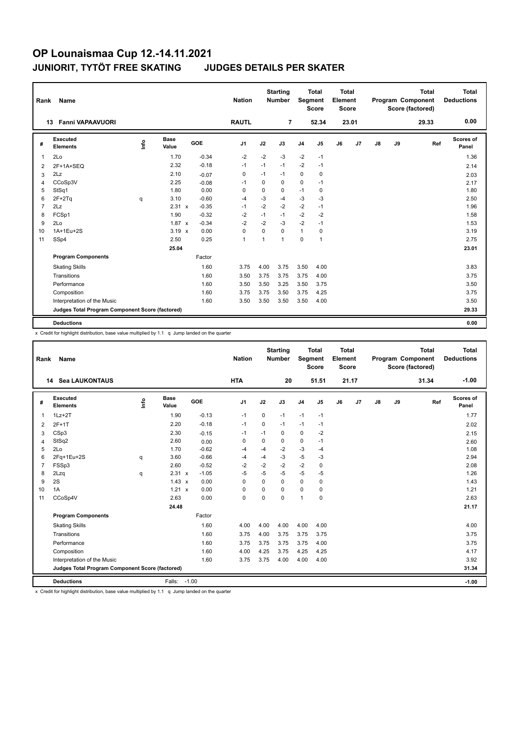# OP Lounaismaa Cup 12.-14.11.2021

## JUNIORIT, TYTÖT FREE SKATING JUDGES DETAILS PER SKATER

| Rank | Name | Nation | Starting Number | Total Segment Score | Total Element Score | Total Program Component Score (factored) | Total Deductions |
|---|---|---|---|---|---|---|---|
| 13 | Fanni VAPAAVUORI | RAUTL | 7 | 52.34 | 23.01 | 29.33 | 0.00 |

| # | Executed Elements | Info | Base Value | | GOE | J1 | J2 | J3 | J4 | J5 | J6 | J7 | J8 | J9 | Ref | Scores of Panel |
|---|---|---|---|---|---|---|---|---|---|---|---|---|---|---|---|---|
| 1 | 2Lo | | 1.70 | | -0.34 | -2 | -2 | -3 | -2 | -1 | | | | | | 1.36 |
| 2 | 2F+1A+SEQ | | 2.32 | | -0.18 | -1 | -1 | -1 | -2 | -1 | | | | | | 2.14 |
| 3 | 2Lz | | 2.10 | | -0.07 | 0 | -1 | -1 | 0 | 0 | | | | | | 2.03 |
| 4 | CCoSp3V | | 2.25 | | -0.08 | -1 | 0 | 0 | 0 | -1 | | | | | | 2.17 |
| 5 | StSq1 | | 1.80 | | 0.00 | 0 | 0 | 0 | -1 | 0 | | | | | | 1.80 |
| 6 | 2F+2Tq | q | 3.10 | | -0.60 | -4 | -3 | -4 | -3 | -3 | | | | | | 2.50 |
| 7 | 2Lz | | 2.31 | x | -0.35 | -1 | -2 | -2 | -2 | -1 | | | | | | 1.96 |
| 8 | FCSp1 | | 1.90 | | -0.32 | -2 | -1 | -1 | -2 | -2 | | | | | | 1.58 |
| 9 | 2Lo | | 1.87 | x | -0.34 | -2 | -2 | -3 | -2 | -1 | | | | | | 1.53 |
| 10 | 1A+1Eu+2S | | 3.19 | x | 0.00 | 0 | 0 | 0 | 1 | 0 | | | | | | 3.19 |
| 11 | SSp4 | | 2.50 | | 0.25 | 1 | 1 | 1 | 0 | 1 | | | | | | 2.75 |
| | | | 25.04 | | | | | | | | | | | | | 23.01 |
| | **Program Components** | | | | Factor | | | | | | | | | | | |
| | Skating Skills | | | | 1.60 | 3.75 | 4.00 | 3.75 | 3.50 | 4.00 | | | | | | 3.83 |
| | Transitions | | | | 1.60 | 3.50 | 3.75 | 3.75 | 3.75 | 4.00 | | | | | | 3.75 |
| | Performance | | | | 1.60 | 3.50 | 3.50 | 3.25 | 3.50 | 3.75 | | | | | | 3.50 |
| | Composition | | | | 1.60 | 3.75 | 3.75 | 3.50 | 3.75 | 4.25 | | | | | | 3.75 |
| | Interpretation of the Music | | | | 1.60 | 3.50 | 3.50 | 3.50 | 3.50 | 4.00 | | | | | | 3.50 |
| | **Judges Total Program Component Score (factored)** | | | | | | | | | | | | | | | 29.33 |
| | **Deductions** | | | | | | | | | | | | | | | 0.00 |

x Credit for highlight distribution, base value multiplied by 1.1 q Jump landed on the quarter

| Rank | Name | Nation | Starting Number | Total Segment Score | Total Element Score | Total Program Component Score (factored) | Total Deductions |
|---|---|---|---|---|---|---|---|
| 14 | Sea LAUKONTAUS | HTA | 20 | 51.51 | 21.17 | 31.34 | -1.00 |

| # | Executed Elements | Info | Base Value | | GOE | J1 | J2 | J3 | J4 | J5 | J6 | J7 | J8 | J9 | Ref | Scores of Panel |
|---|---|---|---|---|---|---|---|---|---|---|---|---|---|---|---|---|
| 1 | 1Lz+2T | | 1.90 | | -0.13 | -1 | 0 | -1 | -1 | -1 | | | | | | 1.77 |
| 2 | 2F+1T | | 2.20 | | -0.18 | -1 | 0 | -1 | -1 | -1 | | | | | | 2.02 |
| 3 | CSp3 | | 2.30 | | -0.15 | -1 | -1 | 0 | 0 | -2 | | | | | | 2.15 |
| 4 | StSq2 | | 2.60 | | 0.00 | 0 | 0 | 0 | 0 | -1 | | | | | | 2.60 |
| 5 | 2Lo | | 1.70 | | -0.62 | -4 | -4 | -2 | -3 | -4 | | | | | | 1.08 |
| 6 | 2Fq+1Eu+2S | q | 3.60 | | -0.66 | -4 | -4 | -3 | -5 | -3 | | | | | | 2.94 |
| 7 | FSSp3 | | 2.60 | | -0.52 | -2 | -2 | -2 | -2 | 0 | | | | | | 2.08 |
| 8 | 2Lzq | q | 2.31 | x | -1.05 | -5 | -5 | -5 | -5 | -5 | | | | | | 1.26 |
| 9 | 2S | | 1.43 | x | 0.00 | 0 | 0 | 0 | 0 | 0 | | | | | | 1.43 |
| 10 | 1A | | 1.21 | x | 0.00 | 0 | 0 | 0 | 0 | 0 | | | | | | 1.21 |
| 11 | CCoSp4V | | 2.63 | | 0.00 | 0 | 0 | 0 | 1 | 0 | | | | | | 2.63 |
| | | | 24.48 | | | | | | | | | | | | | 21.17 |
| | **Program Components** | | | | Factor | | | | | | | | | | | |
| | Skating Skills | | | | 1.60 | 4.00 | 4.00 | 4.00 | 4.00 | 4.00 | | | | | | 4.00 |
| | Transitions | | | | 1.60 | 3.75 | 4.00 | 3.75 | 3.75 | 3.75 | | | | | | 3.75 |
| | Performance | | | | 1.60 | 3.75 | 3.75 | 3.75 | 3.75 | 4.00 | | | | | | 3.75 |
| | Composition | | | | 1.60 | 4.00 | 4.25 | 3.75 | 4.25 | 4.25 | | | | | | 4.17 |
| | Interpretation of the Music | | | | 1.60 | 3.75 | 3.75 | 4.00 | 4.00 | 4.00 | | | | | | 3.92 |
| | **Judges Total Program Component Score (factored)** | | | | | | | | | | | | | | | 31.34 |
| | **Deductions** | | Falls: | -1.00 | | | | | | | | | | | | -1.00 |

x Credit for highlight distribution, base value multiplied by 1.1 q Jump landed on the quarter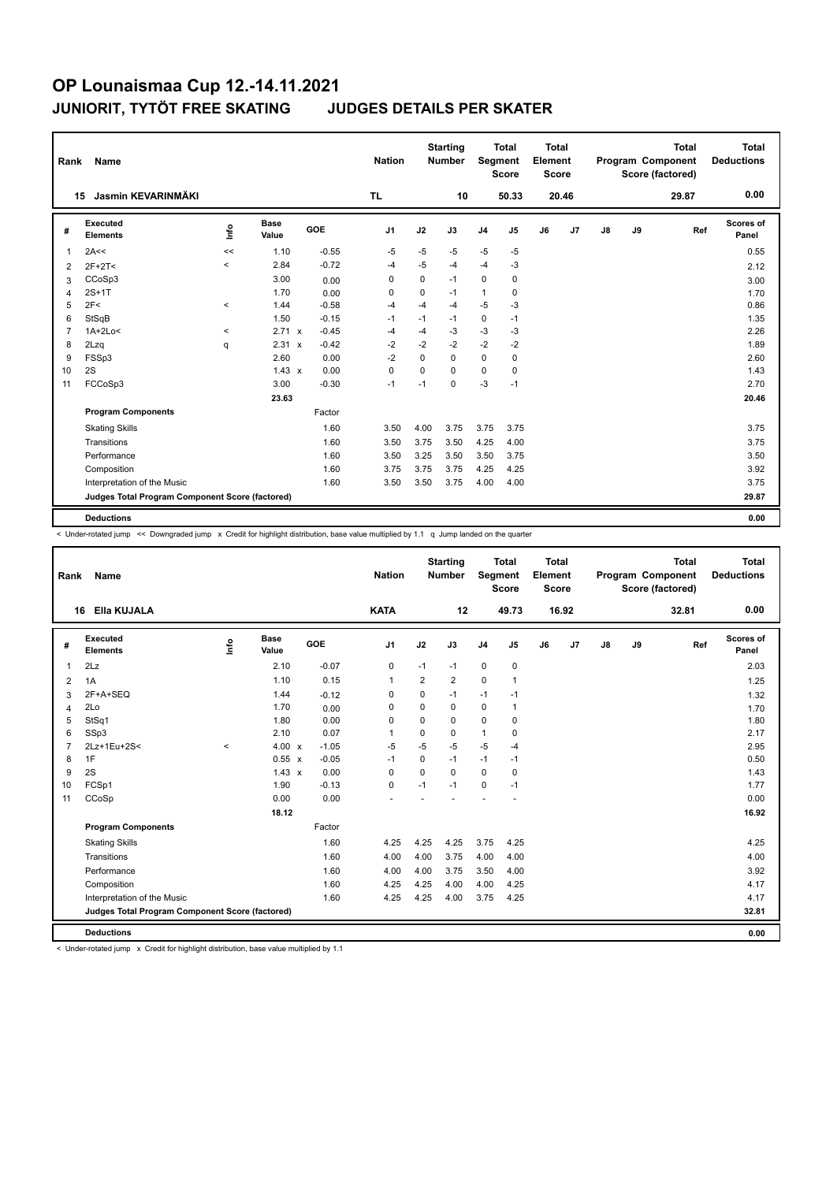# OP Lounaismaa Cup 12.-14.11.2021

## JUNIORIT, TYTÖT FREE SKATING JUDGES DETAILS PER SKATER

| Rank | Name | Nation | Starting Number | Total Segment Score | Total Element Score | Total Program Component Score (factored) | Total Deductions |
|---|---|---|---|---|---|---|---|
| 15 | Jasmin KEVARINMÄKI | TL | 10 | 50.33 | 20.46 | 29.87 | 0.00 |

| # | Executed Elements | Info | Base Value | | GOE | J1 | J2 | J3 | J4 | J5 | J6 | J7 | J8 | J9 | Ref | Scores of Panel |
|---|---|---|---|---|---|---|---|---|---|---|---|---|---|---|---|---|
| 1 | 2A<< | << | 1.10 | | -0.55 | -5 | -5 | -5 | -5 | -5 | | | | | | 0.55 |
| 2 | 2F+2T< | < | 2.84 | | -0.72 | -4 | -5 | -4 | -4 | -3 | | | | | | 2.12 |
| 3 | CCoSp3 | | 3.00 | | 0.00 | 0 | 0 | -1 | 0 | 0 | | | | | | 3.00 |
| 4 | 2S+1T | | 1.70 | | 0.00 | 0 | 0 | -1 | 1 | 0 | | | | | | 1.70 |
| 5 | 2F< | < | 1.44 | | -0.58 | -4 | -4 | -4 | -5 | -3 | | | | | | 0.86 |
| 6 | StSqB | | 1.50 | | -0.15 | -1 | -1 | -1 | 0 | -1 | | | | | | 1.35 |
| 7 | 1A+2Lo< | < | 2.71 | x | -0.45 | -4 | -4 | -3 | -3 | -3 | | | | | | 2.26 |
| 8 | 2Lzq | q | 2.31 | x | -0.42 | -2 | -2 | -2 | -2 | -2 | | | | | | 1.89 |
| 9 | FSSp3 | | 2.60 | | 0.00 | -2 | 0 | 0 | 0 | 0 | | | | | | 2.60 |
| 10 | 2S | | 1.43 | x | 0.00 | 0 | 0 | 0 | 0 | 0 | | | | | | 1.43 |
| 11 | FCCoSp3 | | 3.00 | | -0.30 | -1 | -1 | 0 | -3 | -1 | | | | | | 2.70 |
| | | | 23.63 | | | | | | | | | | | | | 20.46 |
| | **Program Components** | | | | Factor | | | | | | | | | | | |
| | Skating Skills | | | | 1.60 | 3.50 | 4.00 | 3.75 | 3.75 | 3.75 | | | | | | 3.75 |
| | Transitions | | | | 1.60 | 3.50 | 3.75 | 3.50 | 4.25 | 4.00 | | | | | | 3.75 |
| | Performance | | | | 1.60 | 3.50 | 3.25 | 3.50 | 3.50 | 3.75 | | | | | | 3.50 |
| | Composition | | | | 1.60 | 3.75 | 3.75 | 3.75 | 4.25 | 4.25 | | | | | | 3.92 |
| | Interpretation of the Music | | | | 1.60 | 3.50 | 3.50 | 3.75 | 4.00 | 4.00 | | | | | | 3.75 |
| | **Judges Total Program Component Score (factored)** | | | | | | | | | | | | | | | 29.87 |
| | **Deductions** | | | | | | | | | | | | | | | 0.00 |

< Under-rotated jump << Downgraded jump x Credit for highlight distribution, base value multiplied by 1.1 q Jump landed on the quarter

| Rank | Name | Nation | Starting Number | Total Segment Score | Total Element Score | Total Program Component Score (factored) | Total Deductions |
|---|---|---|---|---|---|---|---|
| 16 | Ella KUJALA | KATA | 12 | 49.73 | 16.92 | 32.81 | 0.00 |

| # | Executed Elements | Info | Base Value | | GOE | J1 | J2 | J3 | J4 | J5 | J6 | J7 | J8 | J9 | Ref | Scores of Panel |
|---|---|---|---|---|---|---|---|---|---|---|---|---|---|---|---|---|
| 1 | 2Lz | | 2.10 | | -0.07 | 0 | -1 | -1 | 0 | 0 | | | | | | 2.03 |
| 2 | 1A | | 1.10 | | 0.15 | 1 | 2 | 2 | 0 | 1 | | | | | | 1.25 |
| 3 | 2F+A+SEQ | | 1.44 | | -0.12 | 0 | 0 | -1 | -1 | -1 | | | | | | 1.32 |
| 4 | 2Lo | | 1.70 | | 0.00 | 0 | 0 | 0 | 0 | 1 | | | | | | 1.70 |
| 5 | StSq1 | | 1.80 | | 0.00 | 0 | 0 | 0 | 0 | 0 | | | | | | 1.80 |
| 6 | SSp3 | | 2.10 | | 0.07 | 1 | 0 | 0 | 1 | 0 | | | | | | 2.17 |
| 7 | 2Lz+1Eu+2S< | < | 4.00 | x | -1.05 | -5 | -5 | -5 | -5 | -4 | | | | | | 2.95 |
| 8 | 1F | | 0.55 | x | -0.05 | -1 | 0 | -1 | -1 | -1 | | | | | | 0.50 |
| 9 | 2S | | 1.43 | x | 0.00 | 0 | 0 | 0 | 0 | 0 | | | | | | 1.43 |
| 10 | FCSp1 | | 1.90 | | -0.13 | 0 | -1 | -1 | 0 | -1 | | | | | | 1.77 |
| 11 | CCoSp | | 0.00 | | 0.00 | - | - | - | - | - | | | | | | 0.00 |
| | | | 18.12 | | | | | | | | | | | | | 16.92 |
| | **Program Components** | | | | Factor | | | | | | | | | | | |
| | Skating Skills | | | | 1.60 | 4.25 | 4.25 | 4.25 | 3.75 | 4.25 | | | | | | 4.25 |
| | Transitions | | | | 1.60 | 4.00 | 4.00 | 3.75 | 4.00 | 4.00 | | | | | | 4.00 |
| | Performance | | | | 1.60 | 4.00 | 4.00 | 3.75 | 3.50 | 4.00 | | | | | | 3.92 |
| | Composition | | | | 1.60 | 4.25 | 4.25 | 4.00 | 4.00 | 4.25 | | | | | | 4.17 |
| | Interpretation of the Music | | | | 1.60 | 4.25 | 4.25 | 4.00 | 3.75 | 4.25 | | | | | | 4.17 |
| | **Judges Total Program Component Score (factored)** | | | | | | | | | | | | | | | 32.81 |
| | **Deductions** | | | | | | | | | | | | | | | 0.00 |

< Under-rotated jump x Credit for highlight distribution, base value multiplied by 1.1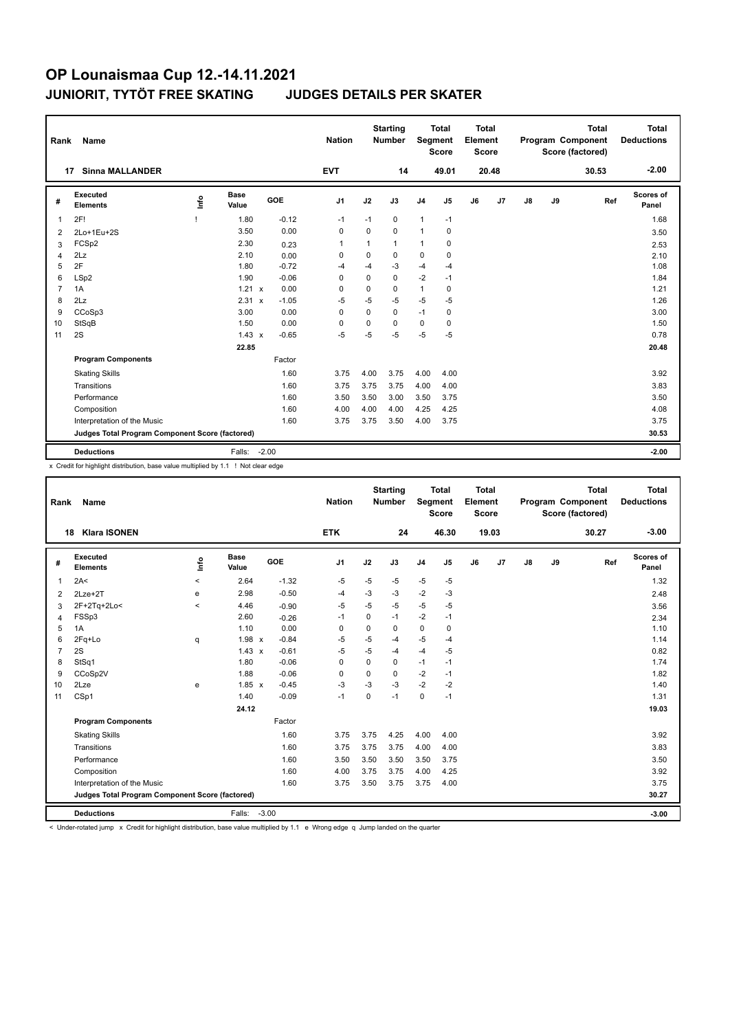# OP Lounaismaa Cup 12.-14.11.2021

## JUNIORIT, TYTÖT FREE SKATING JUDGES DETAILS PER SKATER

| Rank | Name | Nation | Starting Number | Total Segment Score | Total Element Score | Total Program Component Score (factored) | Total Deductions |
|---|---|---|---|---|---|---|---|
| 17 | Sinna MALLANDER | EVT | 14 | 49.01 | 20.48 | 30.53 | -2.00 |

| # | Executed Elements | Info | Base Value | | GOE | J1 | J2 | J3 | J4 | J5 | J6 | J7 | J8 | J9 | Ref | Scores of Panel |
|---|---|---|---|---|---|---|---|---|---|---|---|---|---|---|---|---|
| 1 | 2F! | ! | 1.80 | | -0.12 | -1 | -1 | 0 | 1 | -1 | | | | | | 1.68 |
| 2 | 2Lo+1Eu+2S | | 3.50 | | 0.00 | 0 | 0 | 0 | 1 | 0 | | | | | | 3.50 |
| 3 | FCSp2 | | 2.30 | | 0.23 | 1 | 1 | 1 | 1 | 0 | | | | | | 2.53 |
| 4 | 2Lz | | 2.10 | | 0.00 | 0 | 0 | 0 | 0 | 0 | | | | | | 2.10 |
| 5 | 2F | | 1.80 | | -0.72 | -4 | -4 | -3 | -4 | -4 | | | | | | 1.08 |
| 6 | LSp2 | | 1.90 | | -0.06 | 0 | 0 | 0 | -2 | -1 | | | | | | 1.84 |
| 7 | 1A | | 1.21 | x | 0.00 | 0 | 0 | 0 | 1 | 0 | | | | | | 1.21 |
| 8 | 2Lz | | 2.31 | x | -1.05 | -5 | -5 | -5 | -5 | -5 | | | | | | 1.26 |
| 9 | CCoSp3 | | 3.00 | | 0.00 | 0 | 0 | 0 | -1 | 0 | | | | | | 3.00 |
| 10 | StSqB | | 1.50 | | 0.00 | 0 | 0 | 0 | 0 | 0 | | | | | | 1.50 |
| 11 | 2S | | 1.43 | x | -0.65 | -5 | -5 | -5 | -5 | -5 | | | | | | 0.78 |
| | | | 22.85 | | | | | | | | | | | | | 20.48 |
| | **Program Components** | | | | Factor | | | | | | | | | | | |
| | Skating Skills | | | | 1.60 | 3.75 | 4.00 | 3.75 | 4.00 | 4.00 | | | | | | 3.92 |
| | Transitions | | | | 1.60 | 3.75 | 3.75 | 3.75 | 4.00 | 4.00 | | | | | | 3.83 |
| | Performance | | | | 1.60 | 3.50 | 3.50 | 3.00 | 3.50 | 3.75 | | | | | | 3.50 |
| | Composition | | | | 1.60 | 4.00 | 4.00 | 4.00 | 4.25 | 4.25 | | | | | | 4.08 |
| | Interpretation of the Music | | | | 1.60 | 3.75 | 3.75 | 3.50 | 4.00 | 3.75 | | | | | | 3.75 |
| | **Judges Total Program Component Score (factored)** | | | | | | | | | | | | | | | 30.53 |
| | **Deductions** | | Falls: | | -2.00 | | | | | | | | | | | -2.00 |

x Credit for highlight distribution, base value multiplied by 1.1 ! Not clear edge

| Rank | Name | Nation | Starting Number | Total Segment Score | Total Element Score | Total Program Component Score (factored) | Total Deductions |
|---|---|---|---|---|---|---|---|
| 18 | Klara ISONEN | ETK | 24 | 46.30 | 19.03 | 30.27 | -3.00 |

| # | Executed Elements | Info | Base Value | | GOE | J1 | J2 | J3 | J4 | J5 | J6 | J7 | J8 | J9 | Ref | Scores of Panel |
|---|---|---|---|---|---|---|---|---|---|---|---|---|---|---|---|---|
| 1 | 2A< | < | 2.64 | | -1.32 | -5 | -5 | -5 | -5 | -5 | | | | | | 1.32 |
| 2 | 2Lze+2T | e | 2.98 | | -0.50 | -4 | -3 | -3 | -2 | -3 | | | | | | 2.48 |
| 3 | 2F+2Tq+2Lo< | < | 4.46 | | -0.90 | -5 | -5 | -5 | -5 | -5 | | | | | | 3.56 |
| 4 | FSSp3 | | 2.60 | | -0.26 | -1 | 0 | -1 | -2 | -1 | | | | | | 2.34 |
| 5 | 1A | | 1.10 | | 0.00 | 0 | 0 | 0 | 0 | 0 | | | | | | 1.10 |
| 6 | 2Fq+Lo | q | 1.98 | x | -0.84 | -5 | -5 | -4 | -5 | -4 | | | | | | 1.14 |
| 7 | 2S | | 1.43 | x | -0.61 | -5 | -5 | -4 | -4 | -5 | | | | | | 0.82 |
| 8 | StSq1 | | 1.80 | | -0.06 | 0 | 0 | 0 | -1 | -1 | | | | | | 1.74 |
| 9 | CCoSp2V | | 1.88 | | -0.06 | 0 | 0 | 0 | -2 | -1 | | | | | | 1.82 |
| 10 | 2Lze | e | 1.85 | x | -0.45 | -3 | -3 | -3 | -2 | -2 | | | | | | 1.40 |
| 11 | CSp1 | | 1.40 | | -0.09 | -1 | 0 | -1 | 0 | -1 | | | | | | 1.31 |
| | | | 24.12 | | | | | | | | | | | | | 19.03 |
| | **Program Components** | | | | Factor | | | | | | | | | | | |
| | Skating Skills | | | | 1.60 | 3.75 | 3.75 | 4.25 | 4.00 | 4.00 | | | | | | 3.92 |
| | Transitions | | | | 1.60 | 3.75 | 3.75 | 3.75 | 4.00 | 4.00 | | | | | | 3.83 |
| | Performance | | | | 1.60 | 3.50 | 3.50 | 3.50 | 3.50 | 3.75 | | | | | | 3.50 |
| | Composition | | | | 1.60 | 4.00 | 3.75 | 3.75 | 4.00 | 4.25 | | | | | | 3.92 |
| | Interpretation of the Music | | | | 1.60 | 3.75 | 3.50 | 3.75 | 3.75 | 4.00 | | | | | | 3.75 |
| | **Judges Total Program Component Score (factored)** | | | | | | | | | | | | | | | 30.27 |
| | **Deductions** | | Falls: | | -3.00 | | | | | | | | | | | -3.00 |

< Under-rotated jump x Credit for highlight distribution, base value multiplied by 1.1 e Wrong edge q Jump landed on the quarter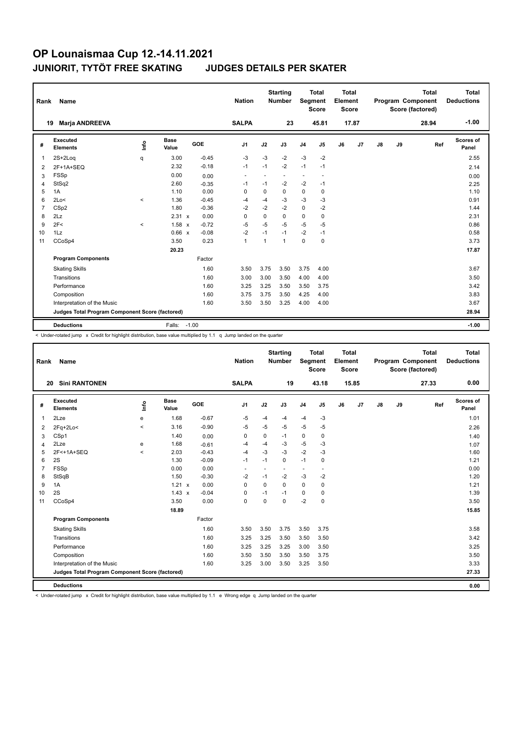# OP Lounaismaa Cup 12.-14.11.2021

## JUNIORIT, TYTÖT FREE SKATING JUDGES DETAILS PER SKATER

| Rank | Name | Nation | Starting Number | Total Segment Score | Total Element Score | Total Program Component Score (factored) | Total Deductions |
|---|---|---|---|---|---|---|---|
| 19 | Marja ANDREEVA | SALPA | 23 | 45.81 | 17.87 | 28.94 | -1.00 |

| # | Executed Elements | Info | Base Value | | GOE | J1 | J2 | J3 | J4 | J5 | J6 | J7 | J8 | J9 | Ref | Scores of Panel |
|---|---|---|---|---|---|---|---|---|---|---|---|---|---|---|---|---|
| 1 | 2S+2Loq | q | 3.00 | | -0.45 | -3 | -3 | -2 | -3 | -2 | | | | | | 2.55 |
| 2 | 2F+1A+SEQ | | 2.32 | | -0.18 | -1 | -1 | -2 | -1 | -1 | | | | | | 2.14 |
| 3 | FSSp | | 0.00 | | 0.00 | - | - | - | - | - | | | | | | 0.00 |
| 4 | StSq2 | | 2.60 | | -0.35 | -1 | -1 | -2 | -2 | -1 | | | | | | 2.25 |
| 5 | 1A | | 1.10 | | 0.00 | 0 | 0 | 0 | 0 | 0 | | | | | | 1.10 |
| 6 | 2Lo< | < | 1.36 | | -0.45 | -4 | -4 | -3 | -3 | -3 | | | | | | 0.91 |
| 7 | CSp2 | | 1.80 | | -0.36 | -2 | -2 | -2 | 0 | -2 | | | | | | 1.44 |
| 8 | 2Lz | | 2.31 | x | 0.00 | 0 | 0 | 0 | 0 | 0 | | | | | | 2.31 |
| 9 | 2F< | < | 1.58 | x | -0.72 | -5 | -5 | -5 | -5 | -5 | | | | | | 0.86 |
| 10 | 1Lz | | 0.66 | x | -0.08 | -2 | -1 | -1 | -2 | -1 | | | | | | 0.58 |
| 11 | CCoSp4 | | 3.50 | | 0.23 | 1 | 1 | 1 | 0 | 0 | | | | | | 3.73 |
| | | | 20.23 | | | | | | | | | | | | | 17.87 |
| | **Program Components** | | | | Factor | | | | | | | | | | | |
| | Skating Skills | | | | 1.60 | 3.50 | 3.75 | 3.50 | 3.75 | 4.00 | | | | | | 3.67 |
| | Transitions | | | | 1.60 | 3.00 | 3.00 | 3.50 | 4.00 | 4.00 | | | | | | 3.50 |
| | Performance | | | | 1.60 | 3.25 | 3.25 | 3.50 | 3.50 | 3.75 | | | | | | 3.42 |
| | Composition | | | | 1.60 | 3.75 | 3.75 | 3.50 | 4.25 | 4.00 | | | | | | 3.83 |
| | Interpretation of the Music | | | | 1.60 | 3.50 | 3.50 | 3.25 | 4.00 | 4.00 | | | | | | 3.67 |
| | **Judges Total Program Component Score (factored)** | | | | | | | | | | | | | | | 28.94 |
| | **Deductions** | | Falls: | -1.00 | | | | | | | | | | | | -1.00 |

< Under-rotated jump x Credit for highlight distribution, base value multiplied by 1.1 q Jump landed on the quarter

| Rank | Name | Nation | Starting Number | Total Segment Score | Total Element Score | Total Program Component Score (factored) | Total Deductions |
|---|---|---|---|---|---|---|---|
| 20 | Sini RANTONEN | SALPA | 19 | 43.18 | 15.85 | 27.33 | 0.00 |

| # | Executed Elements | Info | Base Value | | GOE | J1 | J2 | J3 | J4 | J5 | J6 | J7 | J8 | J9 | Ref | Scores of Panel |
|---|---|---|---|---|---|---|---|---|---|---|---|---|---|---|---|---|
| 1 | 2Lze | e | 1.68 | | -0.67 | -5 | -4 | -4 | -4 | -3 | | | | | | 1.01 |
| 2 | 2Fq+2Lo< | < | 3.16 | | -0.90 | -5 | -5 | -5 | -5 | -5 | | | | | | 2.26 |
| 3 | CSp1 | | 1.40 | | 0.00 | 0 | 0 | -1 | 0 | 0 | | | | | | 1.40 |
| 4 | 2Lze | e | 1.68 | | -0.61 | -4 | -4 | -3 | -5 | -3 | | | | | | 1.07 |
| 5 | 2F<+1A+SEQ | < | 2.03 | | -0.43 | -4 | -3 | -3 | -2 | -3 | | | | | | 1.60 |
| 6 | 2S | | 1.30 | | -0.09 | -1 | -1 | 0 | -1 | 0 | | | | | | 1.21 |
| 7 | FSSp | | 0.00 | | 0.00 | - | - | - | - | - | | | | | | 0.00 |
| 8 | StSqB | | 1.50 | | -0.30 | -2 | -1 | -2 | -3 | -2 | | | | | | 1.20 |
| 9 | 1A | | 1.21 | x | 0.00 | 0 | 0 | 0 | 0 | 0 | | | | | | 1.21 |
| 10 | 2S | | 1.43 | x | -0.04 | 0 | -1 | -1 | 0 | 0 | | | | | | 1.39 |
| 11 | CCoSp4 | | 3.50 | | 0.00 | 0 | 0 | 0 | -2 | 0 | | | | | | 3.50 |
| | | | 18.89 | | | | | | | | | | | | | 15.85 |
| | **Program Components** | | | | Factor | | | | | | | | | | | |
| | Skating Skills | | | | 1.60 | 3.50 | 3.50 | 3.75 | 3.50 | 3.75 | | | | | | 3.58 |
| | Transitions | | | | 1.60 | 3.25 | 3.25 | 3.50 | 3.50 | 3.50 | | | | | | 3.42 |
| | Performance | | | | 1.60 | 3.25 | 3.25 | 3.25 | 3.00 | 3.50 | | | | | | 3.25 |
| | Composition | | | | 1.60 | 3.50 | 3.50 | 3.50 | 3.50 | 3.75 | | | | | | 3.50 |
| | Interpretation of the Music | | | | 1.60 | 3.25 | 3.00 | 3.50 | 3.25 | 3.50 | | | | | | 3.33 |
| | **Judges Total Program Component Score (factored)** | | | | | | | | | | | | | | | 27.33 |
| | **Deductions** | | | | | | | | | | | | | | | 0.00 |

< Under-rotated jump x Credit for highlight distribution, base value multiplied by 1.1 e Wrong edge q Jump landed on the quarter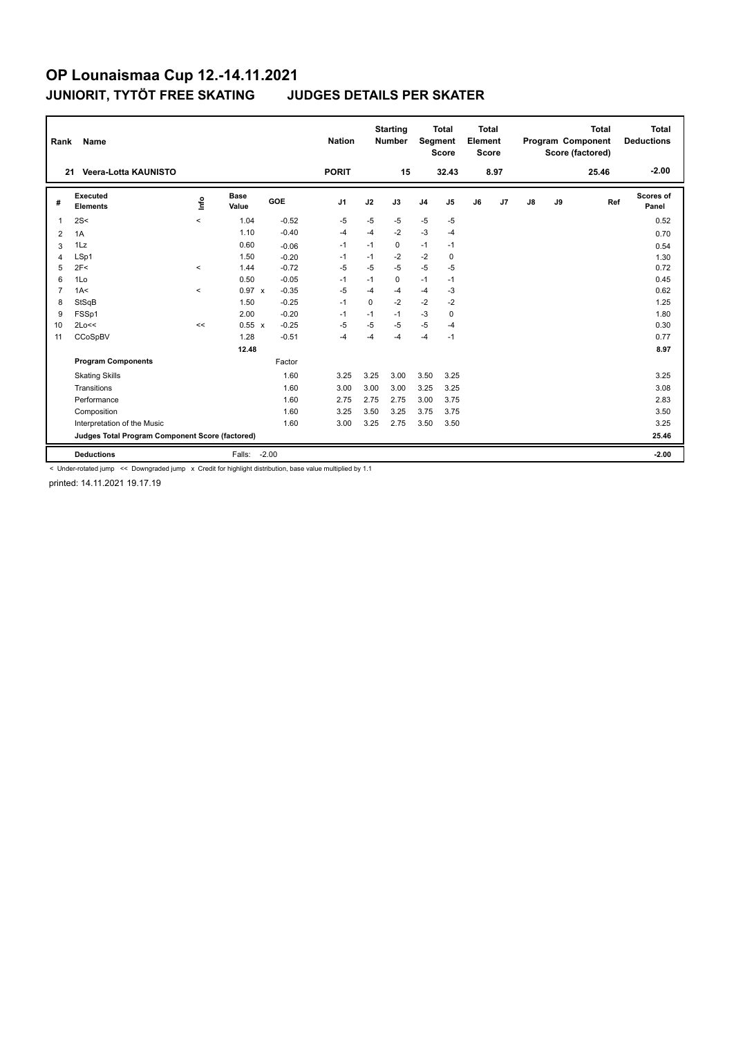# OP Lounaismaa Cup 12.-14.11.2021

## JUNIORIT, TYTÖT FREE SKATING JUDGES DETAILS PER SKATER

| Rank | Name | Nation | Starting Number | Total Segment Score | Total Element Score | Total Program Component Score (factored) | Total Deductions |
|---|---|---|---|---|---|---|---|
| 21 | Veera-Lotta KAUNISTO | PORIT | 15 | 32.43 | 8.97 | 25.46 | -2.00 |

| # | Executed Elements | Info | Base Value | | GOE | J1 | J2 | J3 | J4 | J5 | J6 | J7 | J8 | J9 | Ref | Scores of Panel |
|---|---|---|---|---|---|---|---|---|---|---|---|---|---|---|---|---|
| 1 | 2S< | < | 1.04 | | -0.52 | -5 | -5 | -5 | -5 | -5 | | | | | | 0.52 |
| 2 | 1A | | 1.10 | | -0.40 | -4 | -4 | -2 | -3 | -4 | | | | | | 0.70 |
| 3 | 1Lz | | 0.60 | | -0.06 | -1 | -1 | 0 | -1 | -1 | | | | | | 0.54 |
| 4 | LSp1 | | 1.50 | | -0.20 | -1 | -1 | -2 | -2 | 0 | | | | | | 1.30 |
| 5 | 2F< | < | 1.44 | | -0.72 | -5 | -5 | -5 | -5 | -5 | | | | | | 0.72 |
| 6 | 1Lo | | 0.50 | | -0.05 | -1 | -1 | 0 | -1 | -1 | | | | | | 0.45 |
| 7 | 1A< | < | 0.97 | x | -0.35 | -5 | -4 | -4 | -4 | -3 | | | | | | 0.62 |
| 8 | StSqB | | 1.50 | | -0.25 | -1 | 0 | -2 | -2 | -2 | | | | | | 1.25 |
| 9 | FSSp1 | | 2.00 | | -0.20 | -1 | -1 | -1 | -3 | 0 | | | | | | 1.80 |
| 10 | 2Lo<< | << | 0.55 | x | -0.25 | -5 | -5 | -5 | -5 | -4 | | | | | | 0.30 |
| 11 | CCoSpBV | | 1.28 | | -0.51 | -4 | -4 | -4 | -4 | -1 | | | | | | 0.77 |
| | | | 12.48 | | | | | | | | | | | | | 8.97 |
| | **Program Components** | | | | Factor | | | | | | | | | | | |
| | Skating Skills | | | | 1.60 | 3.25 | 3.25 | 3.00 | 3.50 | 3.25 | | | | | | 3.25 |
| | Transitions | | | | 1.60 | 3.00 | 3.00 | 3.00 | 3.25 | 3.25 | | | | | | 3.08 |
| | Performance | | | | 1.60 | 2.75 | 2.75 | 2.75 | 3.00 | 3.75 | | | | | | 2.83 |
| | Composition | | | | 1.60 | 3.25 | 3.50 | 3.25 | 3.75 | 3.75 | | | | | | 3.50 |
| | Interpretation of the Music | | | | 1.60 | 3.00 | 3.25 | 2.75 | 3.50 | 3.50 | | | | | | 3.25 |
| | **Judges Total Program Component Score (factored)** | | | | | | | | | | | | | | | 25.46 |
| | **Deductions** | | Falls: | | -2.00 | | | | | | | | | | | -2.00 |

< Under-rotated jump << Downgraded jump x Credit for highlight distribution, base value multiplied by 1.1

printed: 14.11.2021 19.17.19